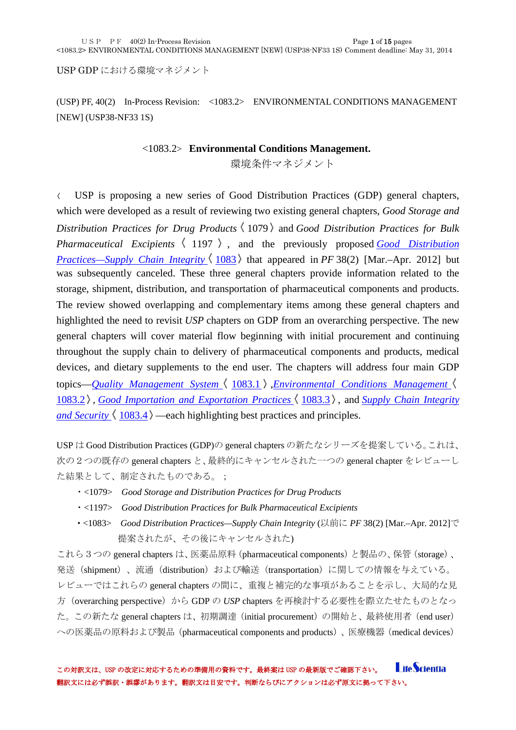USP GDP における環境マネジメント

(USP) PF, 40(2) In-Process Revision: <1083.2> ENVIRONMENTAL CONDITIONS MANAGEMENT [NEW] (USP38-NF33 1S)

# <1083.2> **Environmental Conditions Management.**

環境条件マネジメント

〈 USP is proposing a new series of Good Distribution Practices (GDP) general chapters, which were developed as a result of reviewing two existing general chapters, *Good Storage and Distribution Practices for Drug Products* 〈1079〉 and *Good Distribution Practices for Bulk Pharmaceutical Excipients* 〈1197〉, and the previously proposed *Good Distribution Practices—Supply Chain Integrity* 〈1083〉 that appeared in *PF* 38(2) [Mar.–Apr. 2012] but was subsequently canceled. These three general chapters provide information related to the storage, shipment, distribution, and transportation of pharmaceutical components and products. The review showed overlapping and complementary items among these general chapters and highlighted the need to revisit *USP* chapters on GDP from an overarching perspective. The new general chapters will cover material flow beginning with initial procurement and continuing throughout the supply chain to delivery of pharmaceutical components and products, medical devices, and dietary supplements to the end user. The chapters will address four main GDP topics—*Quality Management System* 〈1083.1〉, *Environmental Conditions Management* 〈1083.2〉, *Good Importation and Exportation Practices* 〈1083.3〉, and *Supply Chain Integrity and Security* 〈1083.4〉—each highlighting best practices and principles.

USP は Good Distribution Practices (GDP)の general chapters の新たなシリーズを提案している。これは、次の２つの既存の general chapters と、最終的にキャンセルされた一つの general chapter をレビューした結果として、制定されたものである。；

- <1079> *Good Storage and Distribution Practices for Drug Products*
- <1197> *Good Distribution Practices for Bulk Pharmaceutical Excipients*
- <1083> *Good Distribution Practices—Supply Chain Integrity* (以前に *PF* 38(2) [Mar.–Apr. 2012]で提案されたが、その後にキャンセルされた)

これら３つの general chapters は、医薬品原料（pharmaceutical components）と製品の、保管（storage）、発送（shipment）、流通（distribution）および輸送（transportation）に関しての情報を与えている。レビューではこれらの general chapters の間に、重複と補完的な事項があることを示し、大局的な見方（overarching perspective）から GDP の *USP* chapters を再検討する必要性を際立たせたものとなった。この新たな general chapters は、初期調達（initial procurement）の開始と、最終使用者（end user）への医薬品の原料および製品（pharmaceutical components and products）、医療機器（medical devices）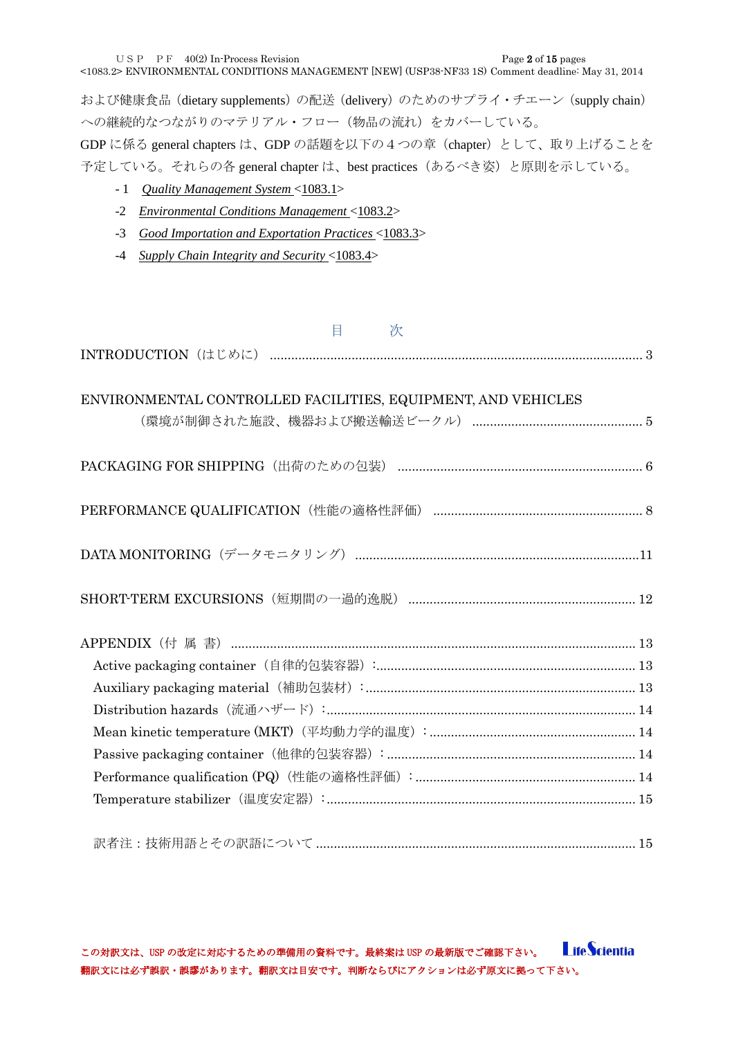および健康食品（dietary supplements）の配送（delivery）のためのサプライ・チエーン（supply chain）への継続的なつながりのマテリアル・フロー（物品の流れ）をカバーしている。

GDP に係る general chapters は、GDP の話題を以下の４つの章（chapter）として、取り上げることを予定している。それらの各 general chapter は、best practices（あるべき姿）と原則を示している。

- 1 *Quality Management System* <1083.1>
- 2 *Environmental Conditions Management* <1083.2>
- 3 *Good Importation and Exportation Practices* <1083.3>
- 4 *Supply Chain Integrity and Security* <1083.4>

## 目　　次

INTRODUCTION（はじめに） ........ 3

ENVIRONMENTAL CONTROLLED FACILITIES, EQUIPMENT, AND VEHICLES（環境が制御された施設、機器および搬送輸送ビークル） ........ 5

PACKAGING FOR SHIPPING（出荷のための包装） ........ 6

PERFORMANCE QUALIFICATION（性能の適格性評価） ........ 8

DATA MONITORING（データモニタリング） ........ 11

SHORT-TERM EXCURSIONS（短期間の一過的逸脱） ........ 12

APPENDIX（付 属 書） ........ 13

- Active packaging container（自律的包装容器）: ........ 13
- Auxiliary packaging material（補助包装材）: ........ 13
- Distribution hazards（流通ハザード）: ........ 14
- Mean kinetic temperature (MKT)（平均動力学的温度）: ........ 14
- Passive packaging container（他律的包装容器）: ........ 14
- Performance qualification (PQ)（性能の適格性評価）: ........ 14
- Temperature stabilizer（温度安定器）: ........ 15

訳者注：技術用語とその訳語について ........ 15

この対訳文は、USP の改定に対応するための準備用の資料です。最終案は USP の最新版でご確認下さい。
翻訳文には必ず誤訳・誤謬があります。翻訳文は目安です。判断ならびにアクションは必ず原文に拠って下さい。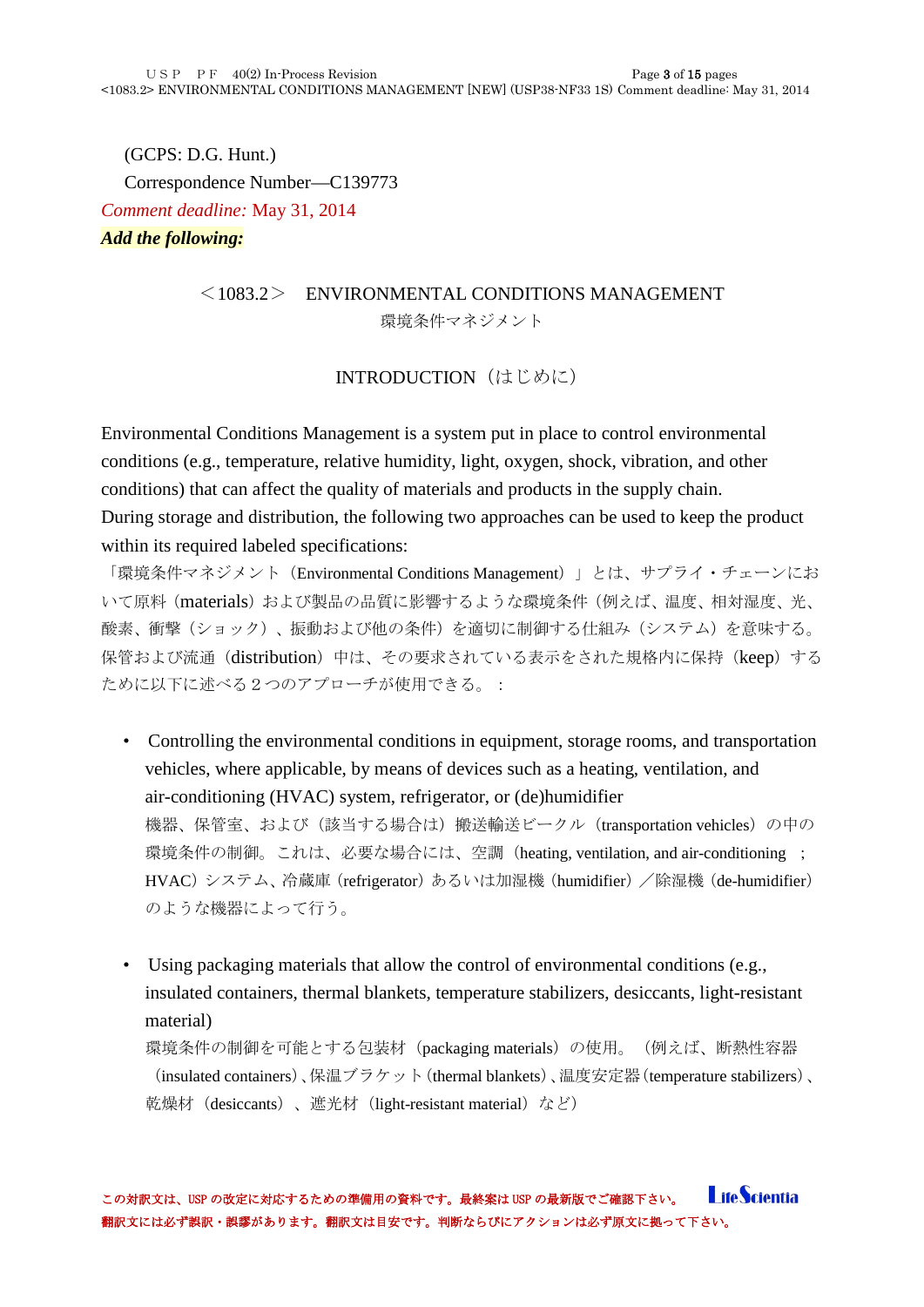(GCPS: D.G. Hunt.)

Correspondence Number—C139773

*Comment deadline:* May 31, 2014

***Add the following:***

## ＜1083.2＞ ENVIRONMENTAL CONDITIONS MANAGEMENT

環境条件マネジメント

### INTRODUCTION（はじめに）

Environmental Conditions Management is a system put in place to control environmental conditions (e.g., temperature, relative humidity, light, oxygen, shock, vibration, and other conditions) that can affect the quality of materials and products in the supply chain.

During storage and distribution, the following two approaches can be used to keep the product within its required labeled specifications:

「環境条件マネジメント（Environmental Conditions Management）」とは、サプライ・チェーンにおいて原料（materials）および製品の品質に影響するような環境条件（例えば、温度、相対湿度、光、酸素、衝撃（ショック）、振動および他の条件）を適切に制御する仕組み（システム）を意味する。保管および流通（distribution）中は、その要求されている表示をされた規格内に保持（keep）するために以下に述べる２つのアプローチが使用できる。：

- Controlling the environmental conditions in equipment, storage rooms, and transportation vehicles, where applicable, by means of devices such as a heating, ventilation, and air-conditioning (HVAC) system, refrigerator, or (de)humidifier
  機器、保管室、および（該当する場合は）搬送輸送ビークル（transportation vehicles）の中の環境条件の制御。これは、必要な場合には、空調（heating, ventilation, and air-conditioning ；HVAC）システム、冷蔵庫（refrigerator）あるいは加湿機（humidifier）／除湿機（de-humidifier）のような機器によって行う。

- Using packaging materials that allow the control of environmental conditions (e.g., insulated containers, thermal blankets, temperature stabilizers, desiccants, light-resistant material)
  環境条件の制御を可能とする包装材（packaging materials）の使用。（例えば、断熱性容器（insulated containers）、保温ブラケット（thermal blankets）、温度安定器（temperature stabilizers）、乾燥材（desiccants）、遮光材（light-resistant material）など）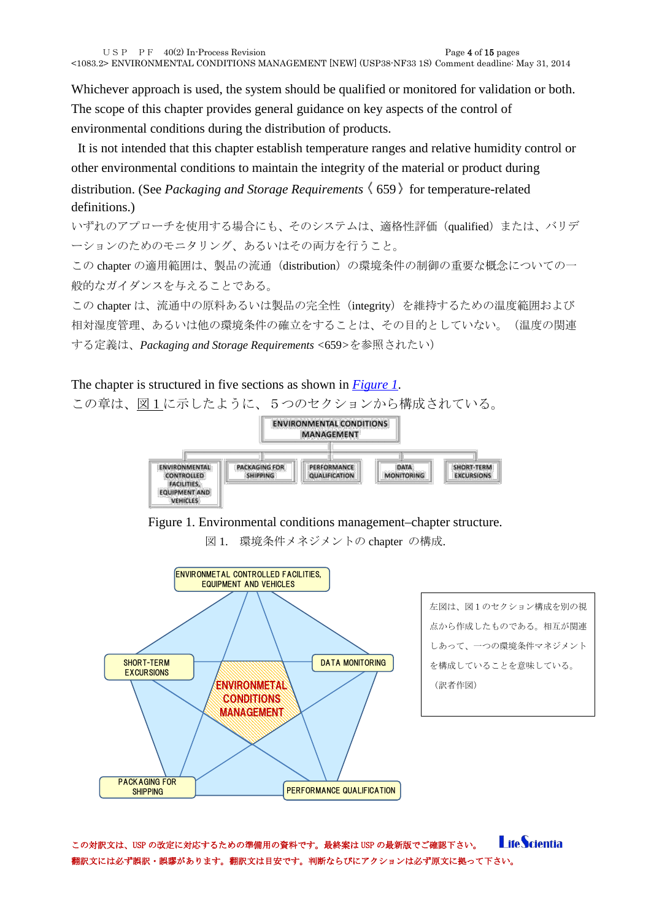Whichever approach is used, the system should be qualified or monitored for validation or both. The scope of this chapter provides general guidance on key aspects of the control of environmental conditions during the distribution of products.

It is not intended that this chapter establish temperature ranges and relative humidity control or other environmental conditions to maintain the integrity of the material or product during distribution. (See *Packaging and Storage Requirements* 〈659〉 for temperature-related definitions.)

いずれのアプローチを使用する場合にも、そのシステムは、適格性評価（qualified）または、バリデーションのためのモニタリング、あるいはその両方を行うこと。

この chapter の適用範囲は、製品の流通（distribution）の環境条件の制御の重要な概念についての一般的なガイダンスを与えることである。

この chapter は、流通中の原料あるいは製品の完全性（integrity）を維持するための温度範囲および相対湿度管理、あるいは他の環境条件の確立をすることは、その目的としていない。（温度の関連する定義は、*Packaging and Storage Requirements* <659>を参照されたい）

The chapter is structured in five sections as shown in *Figure 1*.

この章は、図 1 に示したように、５つのセクションから構成されている。

ENVIRONMENTAL CONDITIONS MANAGEMENT
- ENVIRONMENTAL CONTROLLED FACILITIES, EQUIPMENT AND VEHICLES
- PACKAGING FOR SHIPPING
- PERFORMANCE QUALIFICATION
- DATA MONITORING
- SHORT-TERM EXCURSIONS

Figure 1. Environmental conditions management–chapter structure.

図 1.　環境条件メネジメントの chapter の構成.

ENVIRONMETAL CONTROLLED FACILITIES, EQUIPMENT AND VEHICLES
DATA MONITORING
PERFORMANCE QUALIFICATION
PACKAGING FOR SHIPPING
SHORT-TERM EXCURSIONS
ENVIRONMETAL CONDITIONS MANAGEMENT

左図は、図 1 のセクション構成を別の視点から作成したものである。相互が関連しあって、一つの環境条件マネジメントを構成していることを意味している。（訳者作図）

この対訳文は、USP の改定に対応するための準備用の資料です。最終案は USP の最新版でご確認下さい。
翻訳文には必ず誤訳・誤謬があります。翻訳文は目安です。判断ならびにアクションは必ず原文に拠って下さい。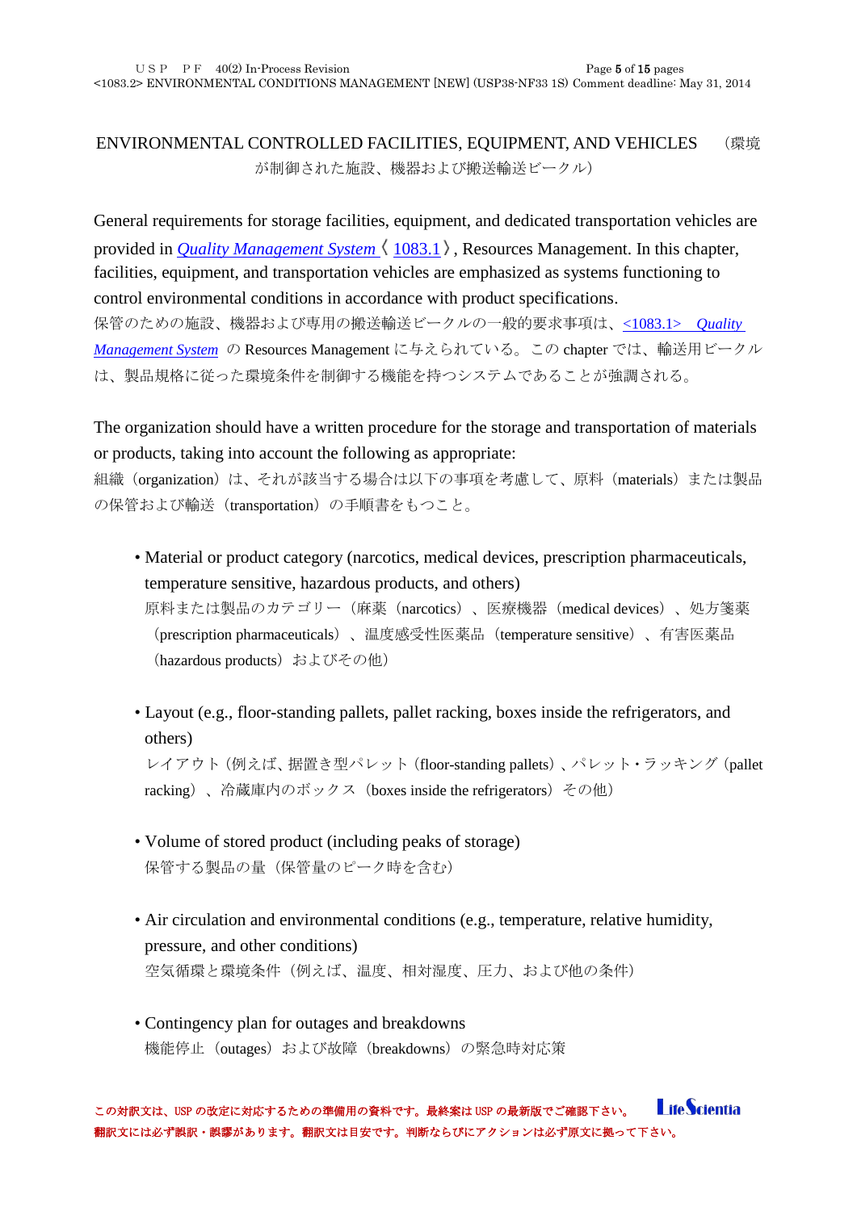## ENVIRONMENTAL CONTROLLED FACILITIES, EQUIPMENT, AND VEHICLES （環境が制御された施設、機器および搬送輸送ビークル）

General requirements for storage facilities, equipment, and dedicated transportation vehicles are provided in *Quality Management System* 〈1083.1〉, Resources Management. In this chapter, facilities, equipment, and transportation vehicles are emphasized as systems functioning to control environmental conditions in accordance with product specifications.
保管のための施設、機器および専用の搬送輸送ビークルの一般的要求事項は、<1083.1> *Quality Management System* の Resources Management に与えられている。この chapter では、輸送用ビークルは、製品規格に従った環境条件を制御する機能を持つシステムであることが強調される。

The organization should have a written procedure for the storage and transportation of materials or products, taking into account the following as appropriate:
組織（organization）は、それが該当する場合は以下の事項を考慮して、原料（materials）または製品の保管および輸送（transportation）の手順書をもつこと。

- Material or product category (narcotics, medical devices, prescription pharmaceuticals, temperature sensitive, hazardous products, and others)
  原料または製品のカテゴリー（麻薬（narcotics）、医療機器（medical devices）、処方箋薬（prescription pharmaceuticals）、温度感受性医薬品（temperature sensitive）、有害医薬品（hazardous products）およびその他）

- Layout (e.g., floor-standing pallets, pallet racking, boxes inside the refrigerators, and others)
  レイアウト（例えば、据置き型パレット（floor-standing pallets）、パレット・ラッキング（pallet racking）、冷蔵庫内のボックス（boxes inside the refrigerators）その他）

- Volume of stored product (including peaks of storage)
  保管する製品の量（保管量のピーク時を含む）

- Air circulation and environmental conditions (e.g., temperature, relative humidity, pressure, and other conditions)
  空気循環と環境条件（例えば、温度、相対湿度、圧力、および他の条件）

- Contingency plan for outages and breakdowns
  機能停止（outages）および故障（breakdowns）の緊急時対応策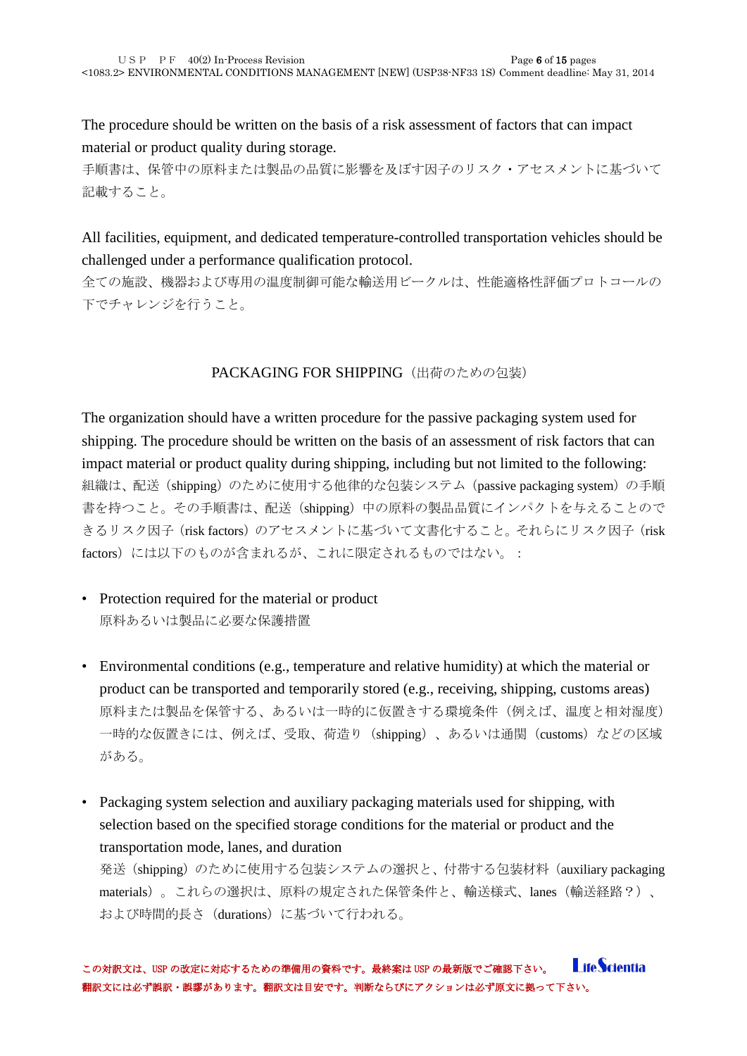The procedure should be written on the basis of a risk assessment of factors that can impact material or product quality during storage.
手順書は、保管中の原料または製品の品質に影響を及ぼす因子のリスク・アセスメントに基づいて記載すること。

All facilities, equipment, and dedicated temperature-controlled transportation vehicles should be challenged under a performance qualification protocol.
全ての施設、機器および専用の温度制御可能な輸送用ビークルは、性能適格性評価プロトコールの下でチャレンジを行うこと。

## PACKAGING FOR SHIPPING（出荷のための包装）

The organization should have a written procedure for the passive packaging system used for shipping. The procedure should be written on the basis of an assessment of risk factors that can impact material or product quality during shipping, including but not limited to the following:
組織は、配送（shipping）のために使用する他律的な包装システム（passive packaging system）の手順書を持つこと。その手順書は、配送（shipping）中の原料の製品品質にインパクトを与えることのできるリスク因子（risk factors）のアセスメントに基づいて文書化すること。それらにリスク因子（risk factors）には以下のものが含まれるが、これに限定されるものではない。：

- Protection required for the material or product
  原料あるいは製品に必要な保護措置

- Environmental conditions (e.g., temperature and relative humidity) at which the material or product can be transported and temporarily stored (e.g., receiving, shipping, customs areas)
  原料または製品を保管する、あるいは一時的に仮置きする環境条件（例えば、温度と相対湿度）一時的な仮置きには、例えば、受取、荷造り（shipping）、あるいは通関（customs）などの区域がある。

- Packaging system selection and auxiliary packaging materials used for shipping, with selection based on the specified storage conditions for the material or product and the transportation mode, lanes, and duration
  発送（shipping）のために使用する包装システムの選択と、付帯する包装材料（auxiliary packaging materials）。これらの選択は、原料の規定された保管条件と、輸送様式、lanes（輸送経路？）、および時間的長さ（durations）に基づいて行われる。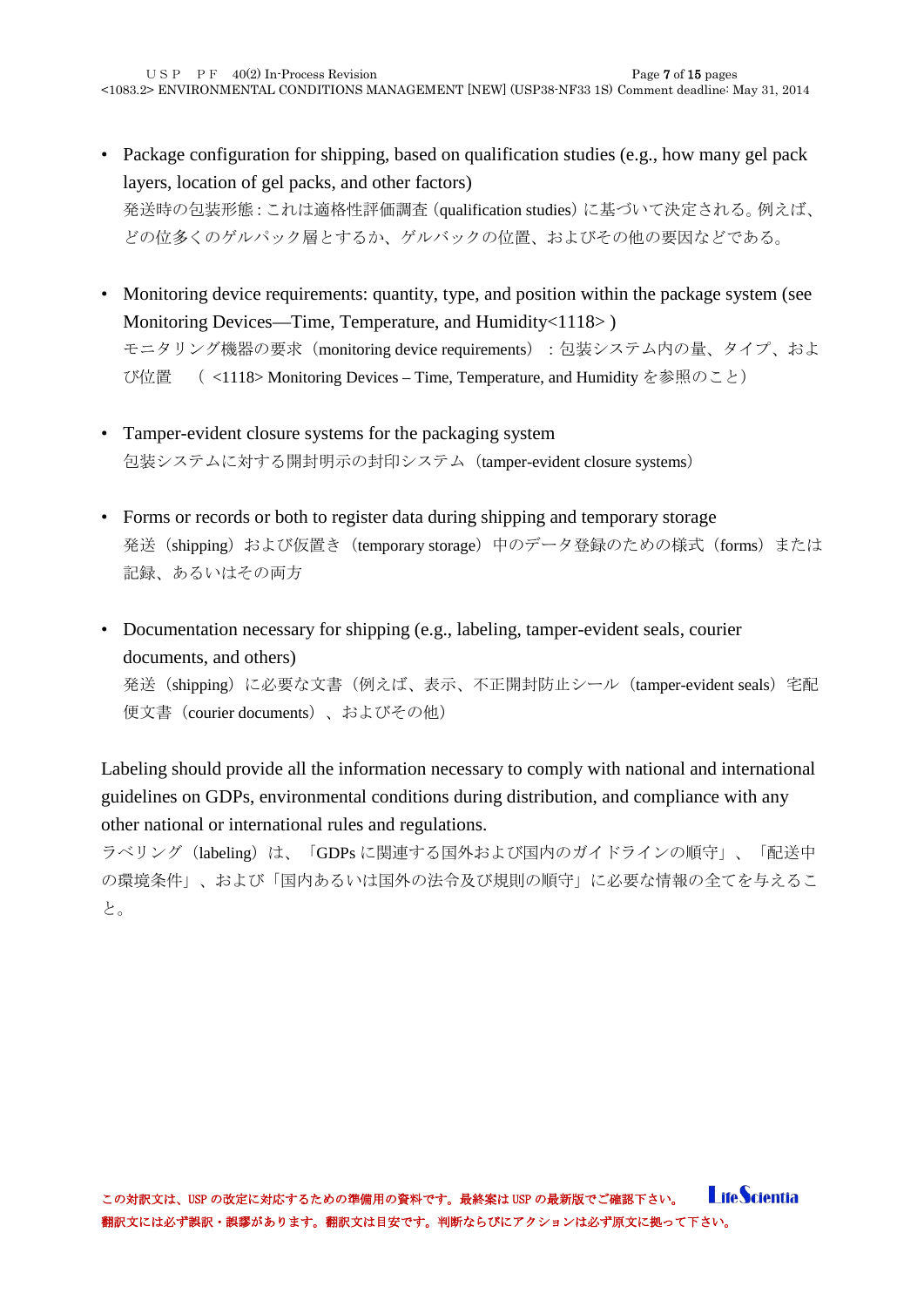- Package configuration for shipping, based on qualification studies (e.g., how many gel pack layers, location of gel packs, and other factors)
  発送時の包装形態 : これは適格性評価調査 (qualification studies) に基づいて決定される。例えば、どの位多くのゲルパック層とするか、ゲルバックの位置、およびその他の要因などである。

- Monitoring device requirements: quantity, type, and position within the package system (see Monitoring Devices—Time, Temperature, and Humidity<1118> )
  モニタリング機器の要求（monitoring device requirements）：包装システム内の量、タイプ、および位置　（ <1118> Monitoring Devices – Time, Temperature, and Humidity を参照のこと）

- Tamper-evident closure systems for the packaging system
  包装システムに対する開封明示の封印システム（tamper-evident closure systems）

- Forms or records or both to register data during shipping and temporary storage
  発送（shipping）および仮置き（temporary storage）中のデータ登録のための様式（forms）または記録、あるいはその両方

- Documentation necessary for shipping (e.g., labeling, tamper-evident seals, courier documents, and others)
  発送（shipping）に必要な文書（例えば、表示、不正開封防止シール（tamper-evident seals）宅配便文書（courier documents）、およびその他）

Labeling should provide all the information necessary to comply with national and international guidelines on GDPs, environmental conditions during distribution, and compliance with any other national or international rules and regulations.

ラベリング（labeling）は、「GDPs に関連する国外および国内のガイドラインの順守」、「配送中の環境条件」、および「国内あるいは国外の法令及び規則の順守」に必要な情報の全てを与えること。

この対訳文は、USP の改定に対応するための準備用の資料です。最終案は USP の最新版でご確認下さい。
翻訳文には必ず誤訳・誤謬があります。翻訳文は目安です。判断ならびにアクションは必ず原文に拠って下さい。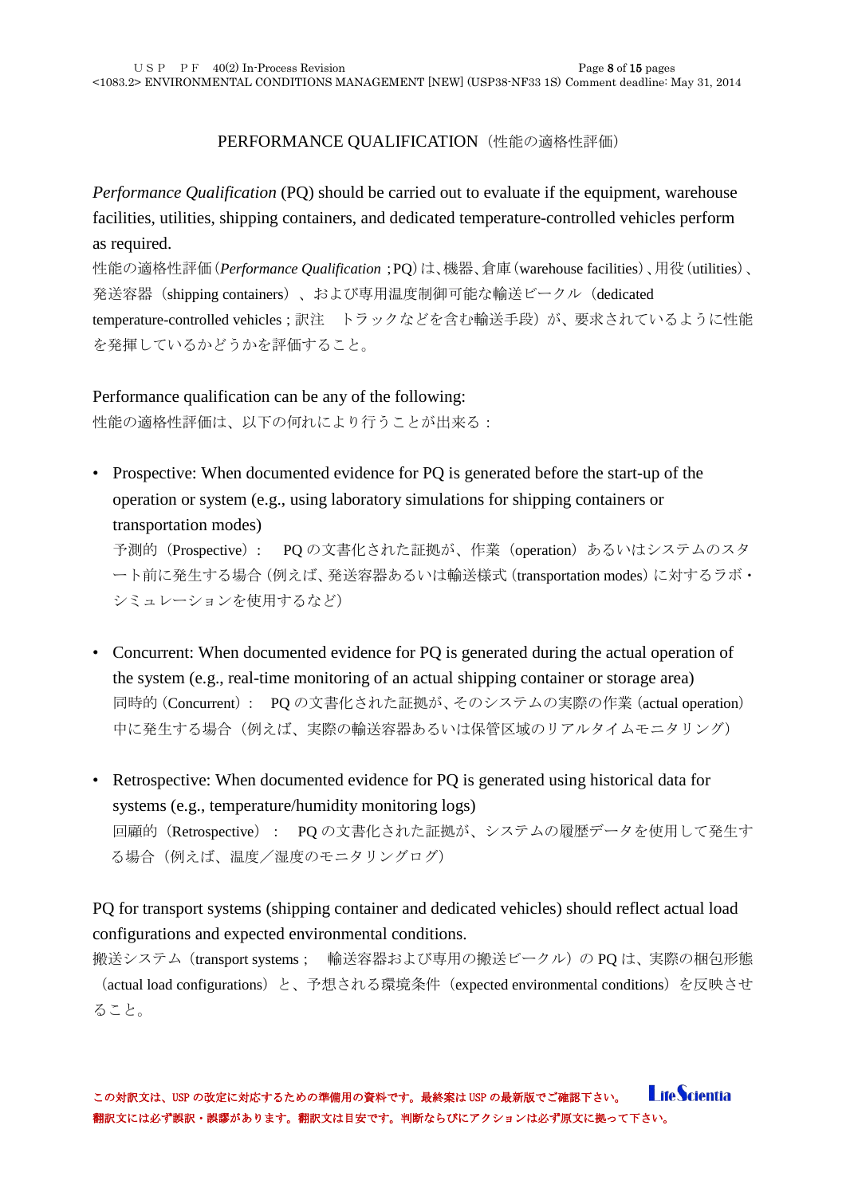## PERFORMANCE QUALIFICATION（性能の適格性評価）

*Performance Qualification* (PQ) should be carried out to evaluate if the equipment, warehouse facilities, utilities, shipping containers, and dedicated temperature-controlled vehicles perform as required.

性能の適格性評価（*Performance Qualification* ;PQ）は、機器、倉庫（warehouse facilities）、用役（utilities）、発送容器（shipping containers）、および専用温度制御可能な輸送ビークル（dedicated temperature-controlled vehicles ; 訳注　トラックなどを含む輸送手段）が、要求されているように性能を発揮しているかどうかを評価すること。

Performance qualification can be any of the following:

性能の適格性評価は、以下の何れにより行うことが出来る：

- Prospective: When documented evidence for PQ is generated before the start-up of the operation or system (e.g., using laboratory simulations for shipping containers or transportation modes)

  予測的（Prospective）：　PQ の文書化された証拠が、作業（operation）あるいはシステムのスタート前に発生する場合（例えば、発送容器あるいは輸送様式（transportation modes）に対するラボ・シミュレーションを使用するなど）

- Concurrent: When documented evidence for PQ is generated during the actual operation of the system (e.g., real-time monitoring of an actual shipping container or storage area)

  同時的（Concurrent）：　PQ の文書化された証拠が、そのシステムの実際の作業（actual operation）中に発生する場合（例えば、実際の輸送容器あるいは保管区域のリアルタイムモニタリング）

- Retrospective: When documented evidence for PQ is generated using historical data for systems (e.g., temperature/humidity monitoring logs)

  回顧的（Retrospective）：　PQ の文書化された証拠が、システムの履歴データを使用して発生する場合（例えば、温度／湿度のモニタリングログ）

PQ for transport systems (shipping container and dedicated vehicles) should reflect actual load configurations and expected environmental conditions.

搬送システム（transport systems ;　輸送容器および専用の搬送ビークル）の PQ は、実際の梱包形態（actual load configurations）と、予想される環境条件（expected environmental conditions）を反映させること。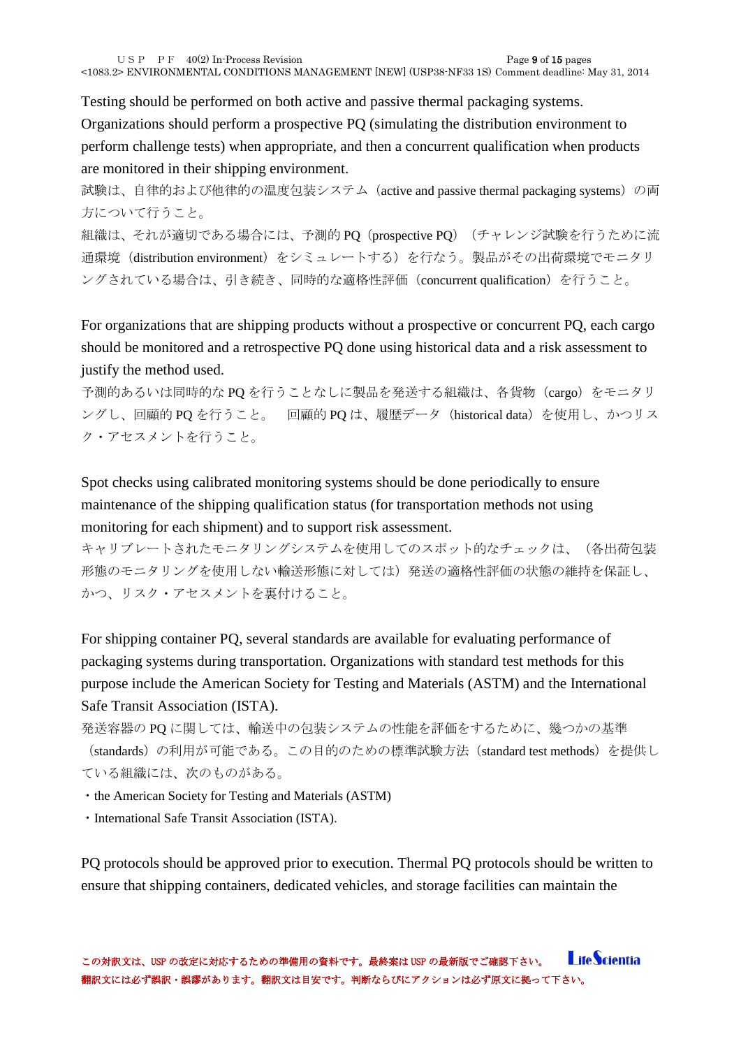Testing should be performed on both active and passive thermal packaging systems. Organizations should perform a prospective PQ (simulating the distribution environment to perform challenge tests) when appropriate, and then a concurrent qualification when products are monitored in their shipping environment.

試験は、自律的および他律的の温度包装システム（active and passive thermal packaging systems）の両方について行うこと。

組織は、それが適切である場合には、予測的 PQ（prospective PQ）（チャレンジ試験を行うために流通環境（distribution environment）をシミュレートする）を行なう。製品がその出荷環境でモニタリングされている場合は、引き続き、同時的な適格性評価（concurrent qualification）を行うこと。

For organizations that are shipping products without a prospective or concurrent PQ, each cargo should be monitored and a retrospective PQ done using historical data and a risk assessment to justify the method used.

予測的あるいは同時的な PQ を行うことなしに製品を発送する組織は、各貨物（cargo）をモニタリングし、回顧的 PQ を行うこと。　回顧的 PQ は、履歴データ（historical data）を使用し、かつリスク・アセスメントを行うこと。

Spot checks using calibrated monitoring systems should be done periodically to ensure maintenance of the shipping qualification status (for transportation methods not using monitoring for each shipment) and to support risk assessment.

キャリブレートされたモニタリングシステムを使用してのスポット的なチェックは、（各出荷包装形態のモニタリングを使用しない輸送形態に対しては）発送の適格性評価の状態の維持を保証し、かつ、リスク・アセスメントを裏付けること。

For shipping container PQ, several standards are available for evaluating performance of packaging systems during transportation. Organizations with standard test methods for this purpose include the American Society for Testing and Materials (ASTM) and the International Safe Transit Association (ISTA).

発送容器の PQ に関しては、輸送中の包装システムの性能を評価をするために、幾つかの基準（standards）の利用が可能である。この目的のための標準試験方法（standard test methods）を提供している組織には、次のものがある。

- the American Society for Testing and Materials (ASTM)
- International Safe Transit Association (ISTA).

PQ protocols should be approved prior to execution. Thermal PQ protocols should be written to ensure that shipping containers, dedicated vehicles, and storage facilities can maintain the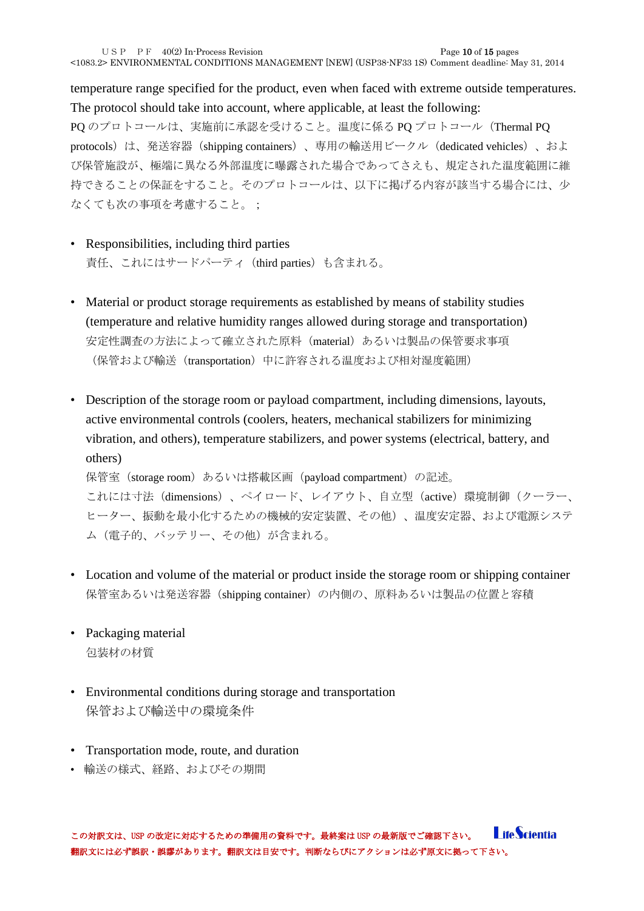temperature range specified for the product, even when faced with extreme outside temperatures. The protocol should take into account, where applicable, at least the following:

PQ のプロトコールは、実施前に承認を受けること。温度に係る PQ プロトコール（Thermal PQ protocols）は、発送容器（shipping containers）、専用の輸送用ビークル（dedicated vehicles）、および保管施設が、極端に異なる外部温度に曝露された場合であってさえも、規定された温度範囲に維持できることの保証をすること。そのプロトコールは、以下に掲げる内容が該当する場合には、少なくても次の事項を考慮すること。；

- Responsibilities, including third parties
  責任、これにはサードパーティ（third parties）も含まれる。

- Material or product storage requirements as established by means of stability studies (temperature and relative humidity ranges allowed during storage and transportation)
  安定性調査の方法によって確立された原料（material）あるいは製品の保管要求事項（保管および輸送（transportation）中に許容される温度および相対湿度範囲）

- Description of the storage room or payload compartment, including dimensions, layouts, active environmental controls (coolers, heaters, mechanical stabilizers for minimizing vibration, and others), temperature stabilizers, and power systems (electrical, battery, and others)
  保管室（storage room）あるいは搭載区画（payload compartment）の記述。
  これには寸法（dimensions）、ペイロード、レイアウト、自立型（active）環境制御（クーラー、ヒーター、振動を最小化するための機械的安定装置、その他）、温度安定器、および電源システム（電子的、バッテリー、その他）が含まれる。

- Location and volume of the material or product inside the storage room or shipping container
  保管室あるいは発送容器（shipping container）の内側の、原料あるいは製品の位置と容積

- Packaging material
  包装材の材質

- Environmental conditions during storage and transportation
  保管および輸送中の環境条件

- Transportation mode, route, and duration
- 輸送の様式、経路、およびその期間

この対訳文は、USP の改定に対応するための準備用の資料です。最終案は USP の最新版でご確認下さい。
翻訳文には必ず誤訳・誤謬があります。翻訳文は目安です。判断ならびにアクションは必ず原文に拠って下さい。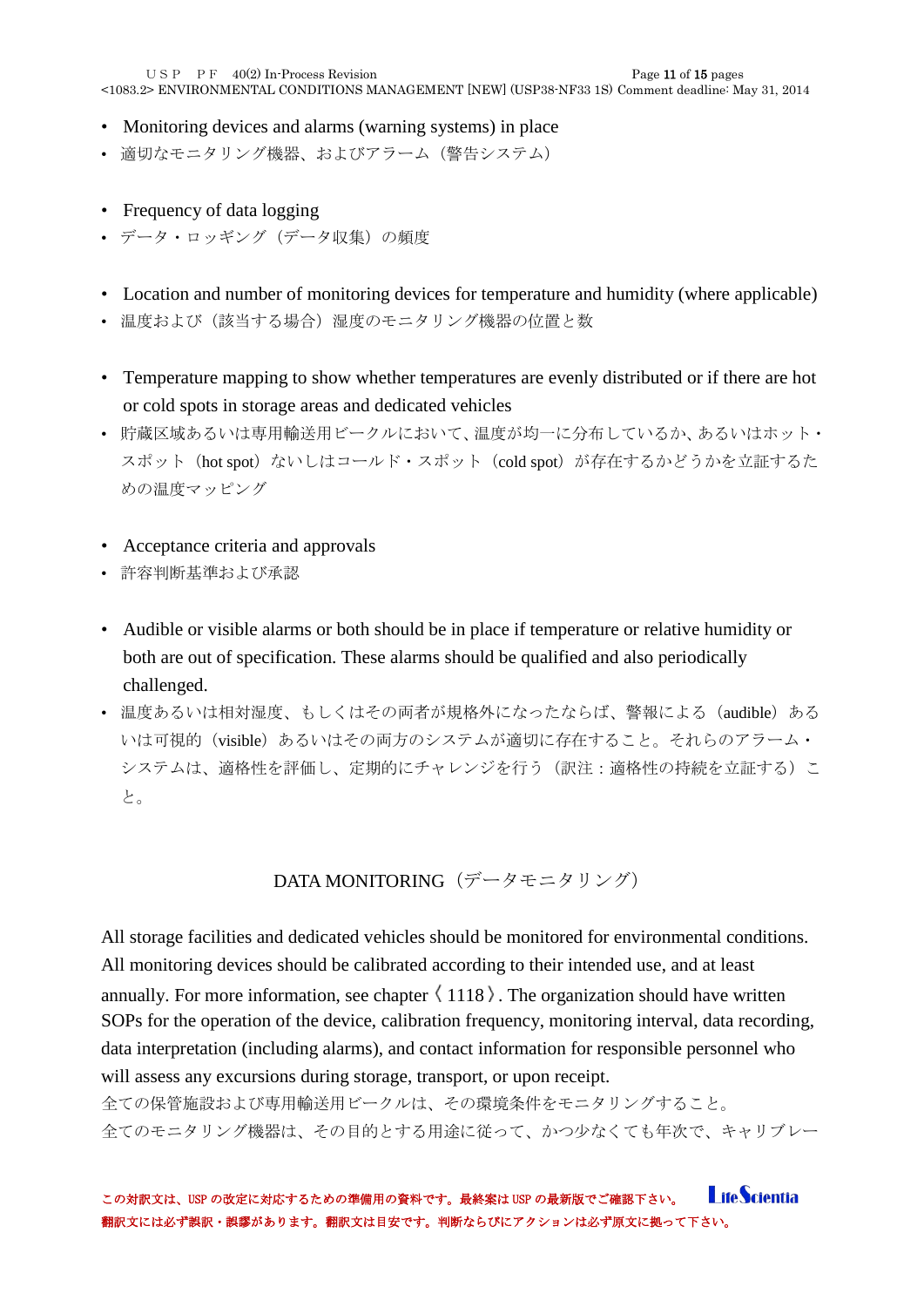- Monitoring devices and alarms (warning systems) in place
- 適切なモニタリング機器、およびアラーム（警告システム）

- Frequency of data logging
- データ・ロッギング（データ収集）の頻度

- Location and number of monitoring devices for temperature and humidity (where applicable)
- 温度および（該当する場合）湿度のモニタリング機器の位置と数

- Temperature mapping to show whether temperatures are evenly distributed or if there are hot or cold spots in storage areas and dedicated vehicles
- 貯蔵区域あるいは専用輸送用ビークルにおいて、温度が均一に分布しているか、あるいはホット・スポット（hot spot）ないしはコールド・スポット（cold spot）が存在するかどうかを立証するための温度マッピング

- Acceptance criteria and approvals
- 許容判断基準および承認

- Audible or visible alarms or both should be in place if temperature or relative humidity or both are out of specification. These alarms should be qualified and also periodically challenged.
- 温度あるいは相対湿度、もしくはその両者が規格外になったならば、警報による（audible）あるいは可視的（visible）あるいはその両方のシステムが適切に存在すること。それらのアラーム・システムは、適格性を評価し、定期的にチャレンジを行う（訳注：適格性の持続を立証する）こと。

## DATA MONITORING（データモニタリング）

All storage facilities and dedicated vehicles should be monitored for environmental conditions. All monitoring devices should be calibrated according to their intended use, and at least annually. For more information, see chapter〈1118〉. The organization should have written SOPs for the operation of the device, calibration frequency, monitoring interval, data recording, data interpretation (including alarms), and contact information for responsible personnel who will assess any excursions during storage, transport, or upon receipt.

全ての保管施設および専用輸送用ビークルは、その環境条件をモニタリングすること。

全てのモニタリング機器は、その目的とする用途に従って、かつ少なくても年次で、キャリブレー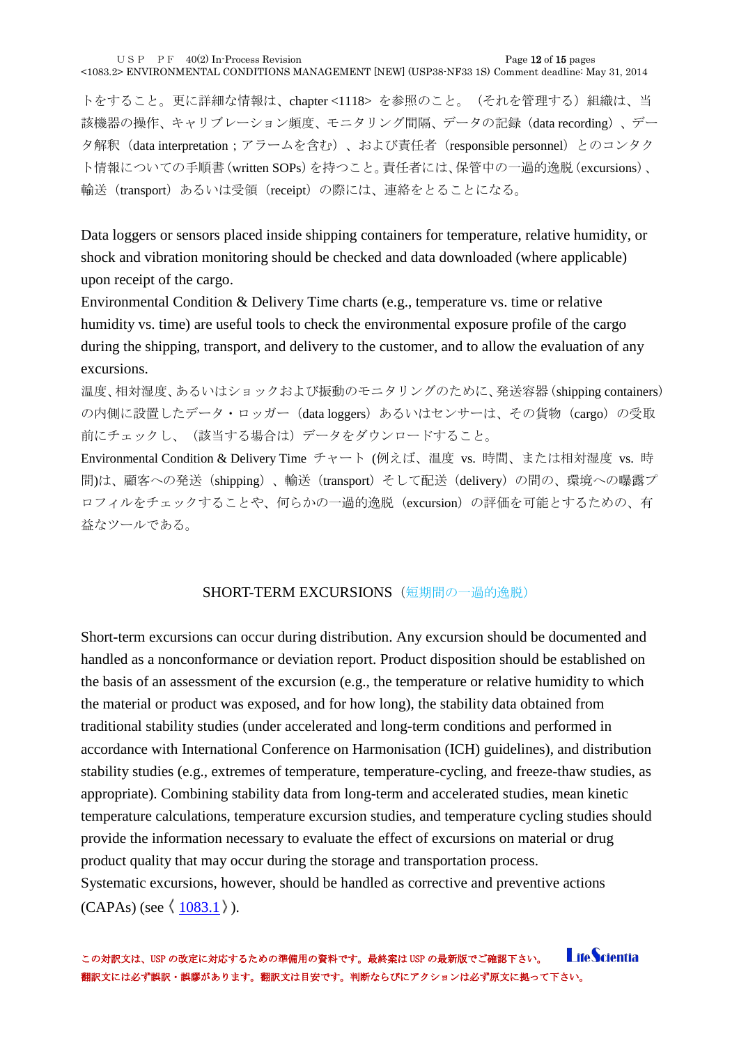トをすること。更に詳細な情報は、chapter <1118> を参照のこと。（それを管理する）組織は、当該機器の操作、キャリブレーション頻度、モニタリング間隔、データの記録（data recording）、データ解釈（data interpretation；アラームを含む）、および責任者（responsible personnel）とのコンタクト情報についての手順書（written SOPs）を持つこと。責任者には、保管中の一過的逸脱（excursions）、輸送（transport）あるいは受領（receipt）の際には、連絡をとることになる。

Data loggers or sensors placed inside shipping containers for temperature, relative humidity, or shock and vibration monitoring should be checked and data downloaded (where applicable) upon receipt of the cargo.
Environmental Condition & Delivery Time charts (e.g., temperature vs. time or relative humidity vs. time) are useful tools to check the environmental exposure profile of the cargo during the shipping, transport, and delivery to the customer, and to allow the evaluation of any excursions.

温度、相対湿度、あるいはショックおよび振動のモニタリングのために、発送容器（shipping containers）の内側に設置したデータ・ロッガー（data loggers）あるいはセンサーは、その貨物（cargo）の受取前にチェックし、（該当する場合は）データをダウンロードすること。
Environmental Condition & Delivery Time チャート (例えば、温度 vs. 時間、または相対湿度 vs. 時間)は、顧客への発送（shipping）、輸送（transport）そして配送（delivery）の間の、環境への曝露プロフィルをチェックすることや、何らかの一過的逸脱（excursion）の評価を可能とするための、有益なツールである。

## SHORT-TERM EXCURSIONS（短期間の一過的逸脱）

Short-term excursions can occur during distribution. Any excursion should be documented and handled as a nonconformance or deviation report. Product disposition should be established on the basis of an assessment of the excursion (e.g., the temperature or relative humidity to which the material or product was exposed, and for how long), the stability data obtained from traditional stability studies (under accelerated and long-term conditions and performed in accordance with International Conference on Harmonisation (ICH) guidelines), and distribution stability studies (e.g., extremes of temperature, temperature-cycling, and freeze-thaw studies, as appropriate). Combining stability data from long-term and accelerated studies, mean kinetic temperature calculations, temperature excursion studies, and temperature cycling studies should provide the information necessary to evaluate the effect of excursions on material or drug product quality that may occur during the storage and transportation process.
Systematic excursions, however, should be handled as corrective and preventive actions (CAPAs) (see 〈1083.1〉).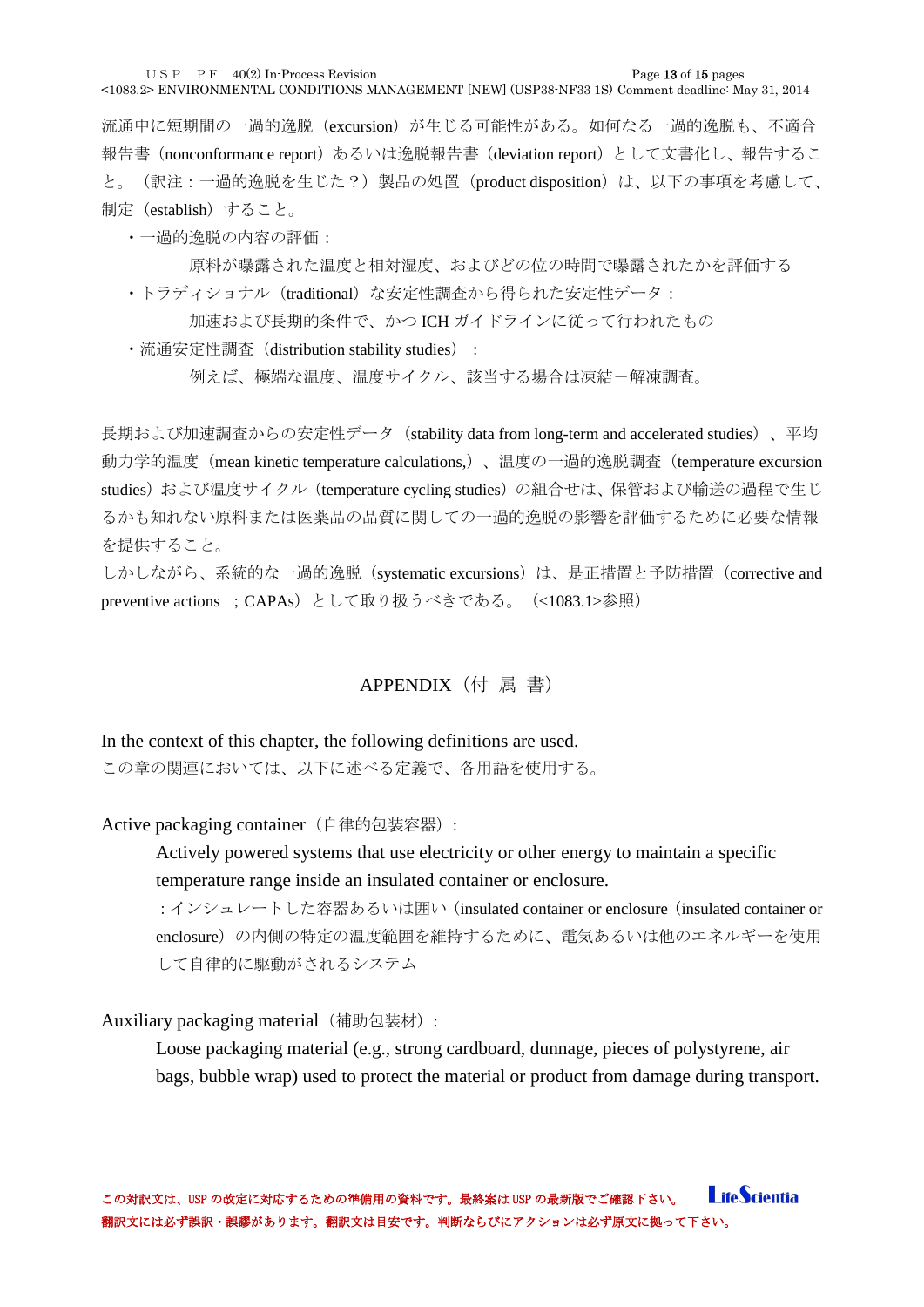流通中に短期間の一過的逸脱（excursion）が生じる可能性がある。如何なる一過的逸脱も、不適合報告書（nonconformance report）あるいは逸脱報告書（deviation report）として文書化し、報告すること。（訳注：一過的逸脱を生じた？）製品の処置（product disposition）は、以下の事項を考慮して、制定（establish）すること。

- 一過的逸脱の内容の評価：
  原料が曝露された温度と相対湿度、およびどの位の時間で曝露されたかを評価する
- トラディショナル（traditional）な安定性調査から得られた安定性データ：
  加速および長期的条件で、かつ ICH ガイドラインに従って行われたもの
- 流通安定性調査（distribution stability studies）：
  例えば、極端な温度、温度サイクル、該当する場合は凍結－解凍調査。

長期および加速調査からの安定性データ（stability data from long-term and accelerated studies）、平均動力学的温度（mean kinetic temperature calculations,）、温度の一過的逸脱調査（temperature excursion studies）および温度サイクル（temperature cycling studies）の組合せは、保管および輸送の過程で生じるかも知れない原料または医薬品の品質に関しての一過的逸脱の影響を評価するために必要な情報を提供すること。

しかしながら、系統的な一過的逸脱（systematic excursions）は、是正措置と予防措置（corrective and preventive actions ；CAPAs）として取り扱うべきである。（<1083.1>参照）

## APPENDIX（付 属 書）

In the context of this chapter, the following definitions are used.

この章の関連においては、以下に述べる定義で、各用語を使用する。

Active packaging container（自律的包装容器）：

Actively powered systems that use electricity or other energy to maintain a specific temperature range inside an insulated container or enclosure.

：インシュレートした容器あるいは囲い（insulated container or enclosure（insulated container or enclosure）の内側の特定の温度範囲を維持するために、電気あるいは他のエネルギーを使用して自律的に駆動がされるシステム

Auxiliary packaging material（補助包装材）：

Loose packaging material (e.g., strong cardboard, dunnage, pieces of polystyrene, air bags, bubble wrap) used to protect the material or product from damage during transport.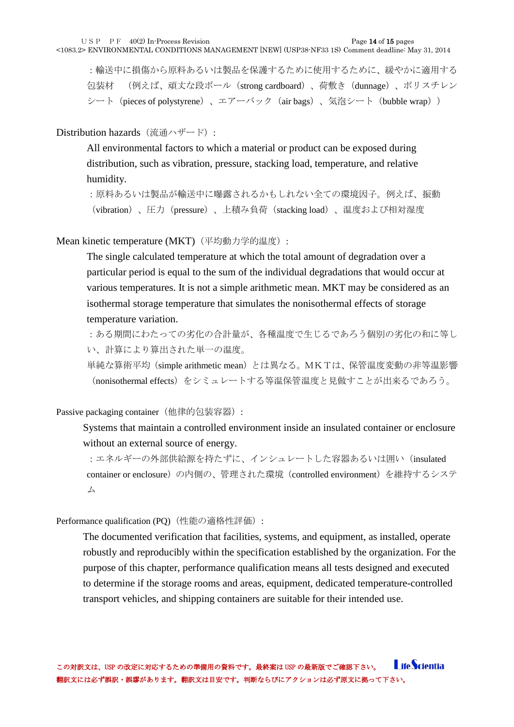：輸送中に損傷から原料あるいは製品を保護するために使用するために、緩やかに適用する包装材　（例えば、頑丈な段ボール（strong cardboard）、荷敷き（dunnage）、ポリスチレンシート（pieces of polystyrene）、エアーバック（air bags）、気泡シート（bubble wrap））

Distribution hazards（流通ハザード）：

All environmental factors to which a material or product can be exposed during distribution, such as vibration, pressure, stacking load, temperature, and relative humidity.

：原料あるいは製品が輸送中に曝露されるかもしれない全ての環境因子。例えば、振動（vibration）、圧力（pressure）、上積み負荷（stacking load）、温度および相対湿度

Mean kinetic temperature (MKT)（平均動力学的温度）：

The single calculated temperature at which the total amount of degradation over a particular period is equal to the sum of the individual degradations that would occur at various temperatures. It is not a simple arithmetic mean. MKT may be considered as an isothermal storage temperature that simulates the nonisothermal effects of storage temperature variation.

：ある期間にわたっての劣化の合計量が、各種温度で生じるであろう個別の劣化の和に等しい、計算により算出された単一の温度。

単純な算術平均（simple arithmetic mean）とは異なる。ＭＫＴは、保管温度変動の非等温影響（nonisothermal effects）をシミュレートする等温保管温度と見做すことが出来るであろう。

Passive packaging container（他律的包装容器）：

Systems that maintain a controlled environment inside an insulated container or enclosure without an external source of energy.

：エネルギーの外部供給源を持たずに、インシュレートした容器あるいは囲い（insulated container or enclosure）の内側の、管理された環境（controlled environment）を維持するシステム

Performance qualification (PQ)（性能の適格性評価）：

The documented verification that facilities, systems, and equipment, as installed, operate robustly and reproducibly within the specification established by the organization. For the purpose of this chapter, performance qualification means all tests designed and executed to determine if the storage rooms and areas, equipment, dedicated temperature-controlled transport vehicles, and shipping containers are suitable for their intended use.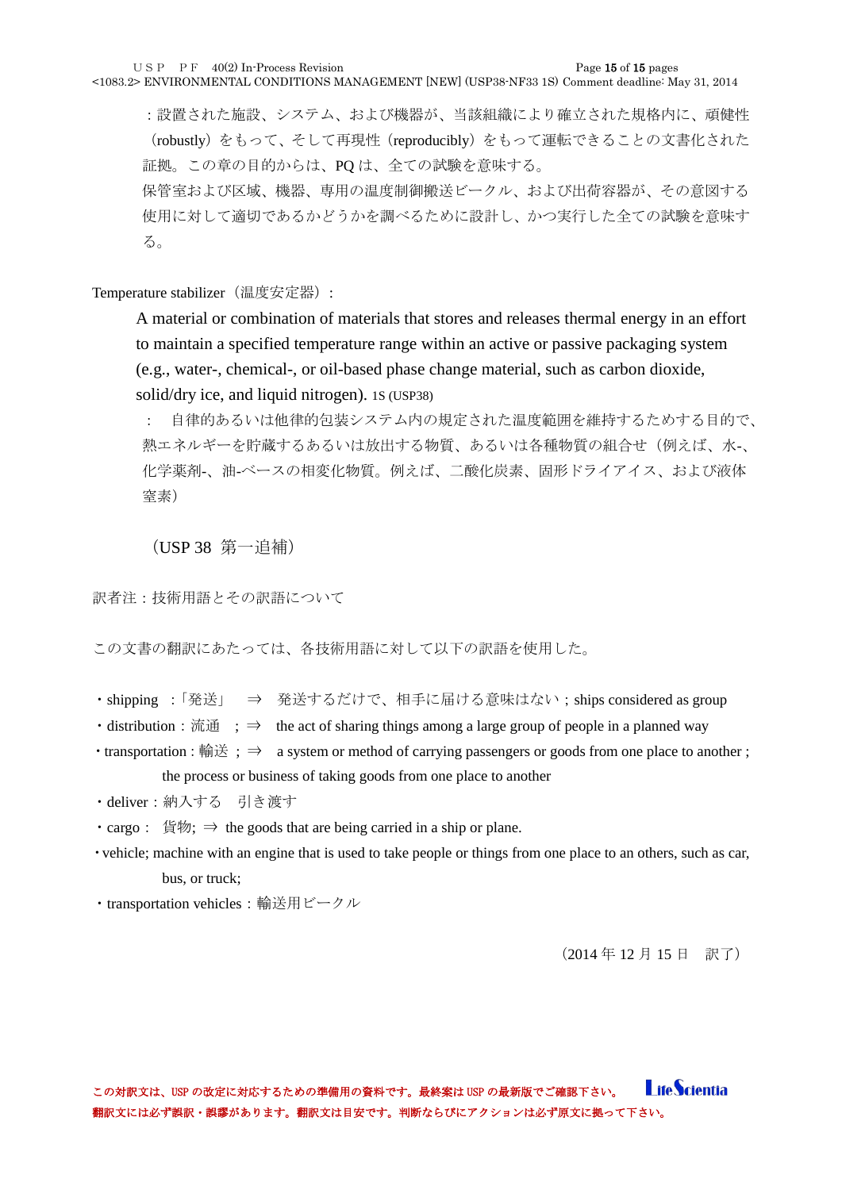：設置された施設、システム、および機器が、当該組織により確立された規格内に、頑健性（robustly）をもって、そして再現性（reproducibly）をもって運転できることの文書化された証拠。この章の目的からは、PQ は、全ての試験を意味する。

保管室および区域、機器、専用の温度制御搬送ビークル、および出荷容器が、その意図する使用に対して適切であるかどうかを調べるために設計し、かつ実行した全ての試験を意味する。

Temperature stabilizer（温度安定器）：

A material or combination of materials that stores and releases thermal energy in an effort to maintain a specified temperature range within an active or passive packaging system (e.g., water-, chemical-, or oil-based phase change material, such as carbon dioxide, solid/dry ice, and liquid nitrogen). 1S (USP38)

：　自律的あるいは他律的包装システム内の規定された温度範囲を維持するためする目的で、熱エネルギーを貯蔵するあるいは放出する物質、あるいは各種物質の組合せ（例えば、水-、化学薬剤-、油-ベースの相変化物質。例えば、二酸化炭素、固形ドライアイス、および液体窒素）

（USP 38 第一追補）

訳者注：技術用語とその訳語について

この文書の翻訳にあたっては、各技術用語に対して以下の訳語を使用した。

- shipping ：「発送」　⇒　発送するだけで、相手に届ける意味はない；ships considered as group
- distribution：流通 ；⇒　the act of sharing things among a large group of people in a planned way
- transportation：輸送 ；⇒　a system or method of carrying passengers or goods from one place to another ; the process or business of taking goods from one place to another
- deliver：納入する　引き渡す
- cargo：　貨物; ⇒ the goods that are being carried in a ship or plane.
- vehicle; machine with an engine that is used to take people or things from one place to an others, such as car, bus, or truck;
- transportation vehicles：輸送用ビークル

（2014 年 12 月 15 日　訳了）

この対訳文は、USP の改定に対応するための準備用の資料です。最終案は USP の最新版でご確認下さい。

翻訳文には必ず誤訳・誤謬があります。翻訳文は目安です。判断ならびにアクションは必ず原文に拠って下さい。